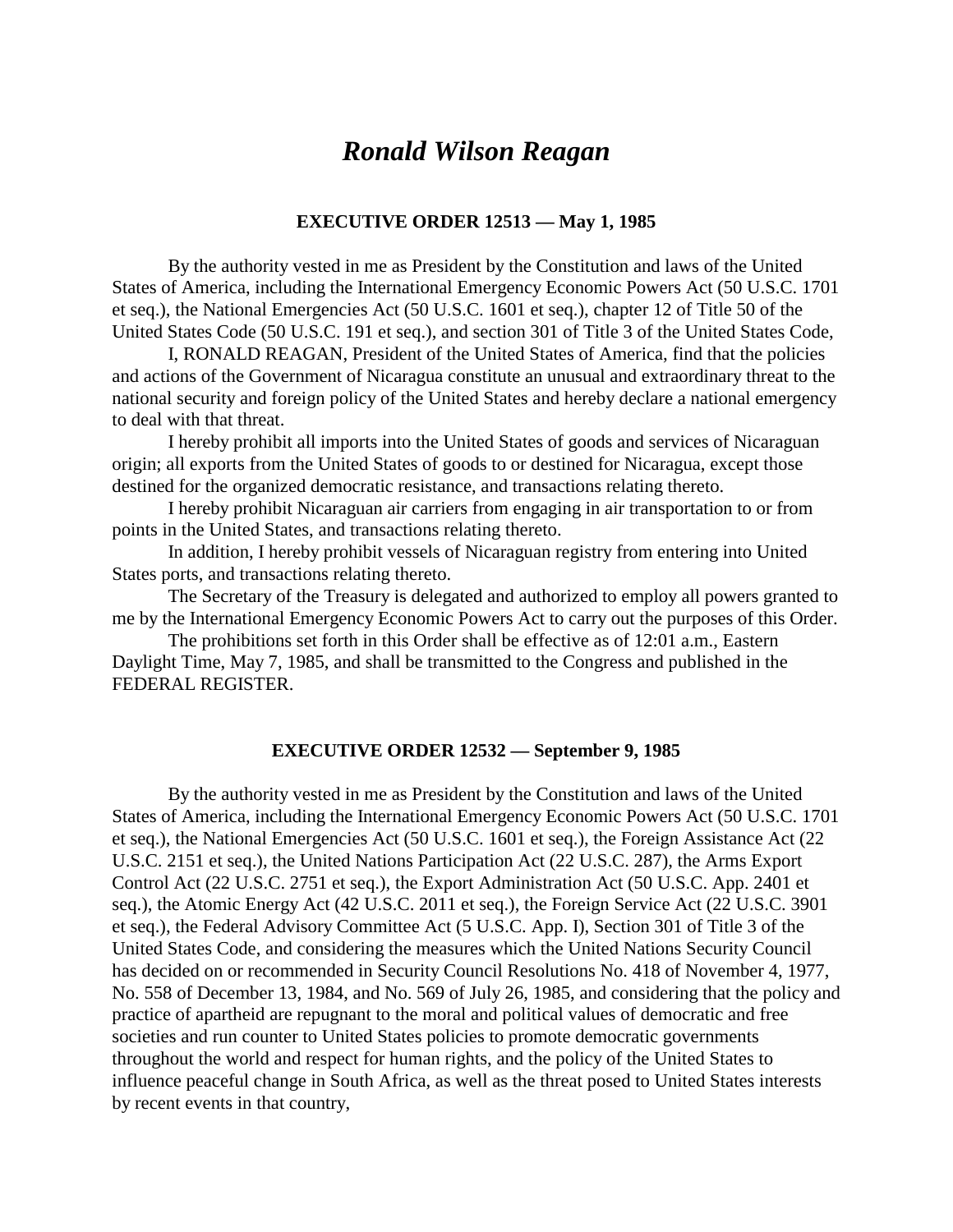# *Ronald Wilson Reagan*

### EXECUTIVE ORDER 12513 — May 1, 1985

By the authority vested in me as President by the Constitution and laws of the United States of America, including the International Emergency Economic Powers Act (50 U.S.C. 1701 et seq.), the National Emergencies Act (50 U.S.C. 1601 et seq.), chapter 12 of Title 50 of the United States Code (50 U.S.C. 191 et seq.), and section 301 of Title 3 of the United States Code,

I, RONALD REAGAN, President of the United States of America, find that the policies and actions of the Government of Nicaragua constitute an unusual and extraordinary threat to the national security and foreign policy of the United States and hereby declare a national emergency to deal with that threat.

I hereby prohibit all imports into the United States of goods and services of Nicaraguan origin; all exports from the United States of goods to or destined for Nicaragua, except those destined for the organized democratic resistance, and transactions relating thereto.

I hereby prohibit Nicaraguan air carriers from engaging in air transportation to or from points in the United States, and transactions relating thereto.

In addition, I hereby prohibit vessels of Nicaraguan registry from entering into United States ports, and transactions relating thereto.

The Secretary of the Treasury is delegated and authorized to employ all powers granted to me by the International Emergency Economic Powers Act to carry out the purposes of this Order.

The prohibitions set forth in this Order shall be effective as of 12:01 a.m., Eastern Daylight Time, May 7, 1985, and shall be transmitted to the Congress and published in the FEDERAL REGISTER.

### EXECUTIVE ORDER 12532 — September 9, 1985

By the authority vested in me as President by the Constitution and laws of the United States of America, including the International Emergency Economic Powers Act (50 U.S.C. 1701 et seq.), the National Emergencies Act (50 U.S.C. 1601 et seq.), the Foreign Assistance Act (22 U.S.C. 2151 et seq.), the United Nations Participation Act (22 U.S.C. 287), the Arms Export Control Act (22 U.S.C. 2751 et seq.), the Export Administration Act (50 U.S.C. App. 2401 et seq.), the Atomic Energy Act (42 U.S.C. 2011 et seq.), the Foreign Service Act (22 U.S.C. 3901 et seq.), the Federal Advisory Committee Act (5 U.S.C. App. I), Section 301 of Title 3 of the United States Code, and considering the measures which the United Nations Security Council has decided on or recommended in Security Council Resolutions No. 418 of November 4, 1977, No. 558 of December 13, 1984, and No. 569 of July 26, 1985, and considering that the policy and practice of apartheid are repugnant to the moral and political values of democratic and free societies and run counter to United States policies to promote democratic governments throughout the world and respect for human rights, and the policy of the United States to influence peaceful change in South Africa, as well as the threat posed to United States interests by recent events in that country,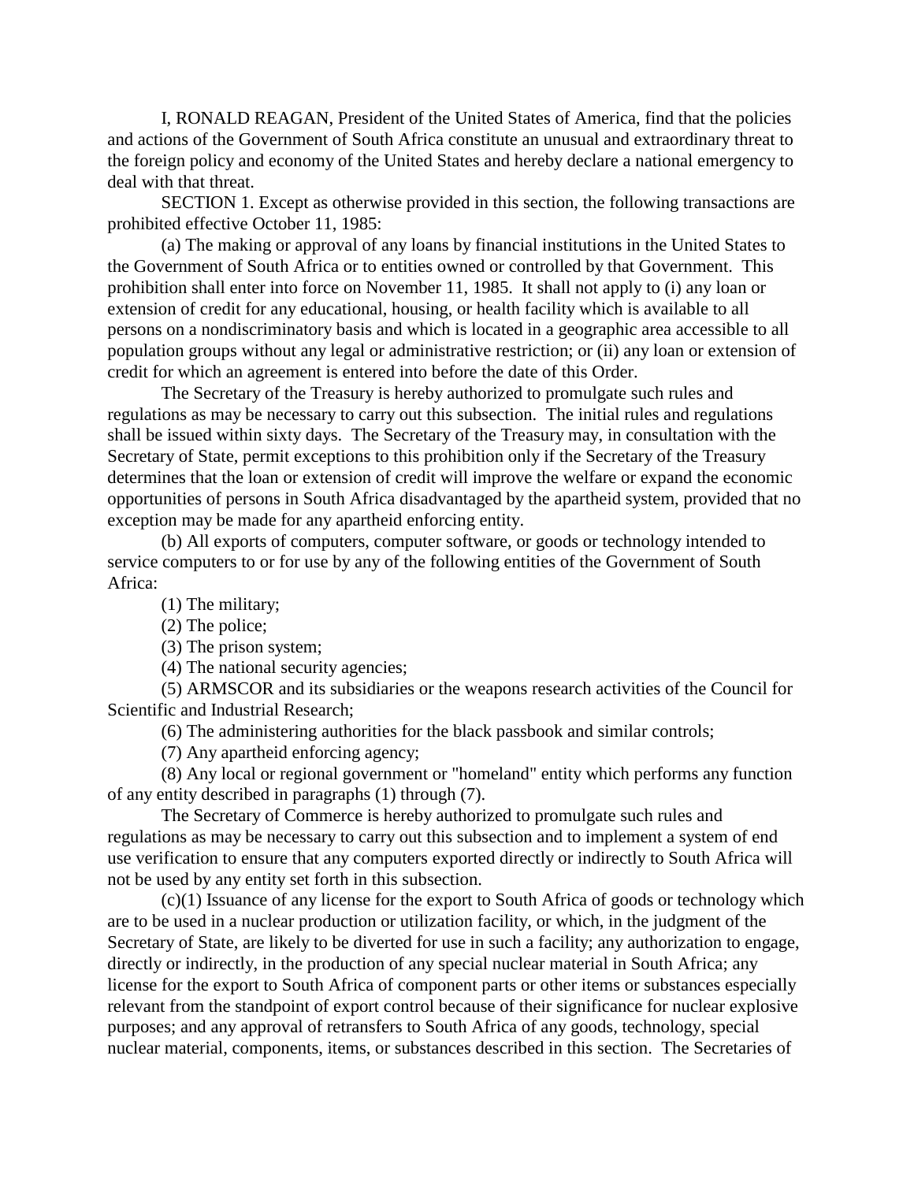I, RONALD REAGAN, President of the United States of America, find that the policies and actions of the Government of South Africa constitute an unusual and extraordinary threat to the foreign policy and economy of the United States and hereby declare a national emergency to deal with that threat.

SECTION 1. Except as otherwise provided in this section, the following transactions are prohibited effective October 11, 1985:

(a) The making or approval of any loans by financial institutions in the United States to the Government of South Africa or to entities owned or controlled by that Government. This prohibition shall enter into force on November 11, 1985. It shall not apply to (i) any loan or extension of credit for any educational, housing, or health facility which is available to all persons on a nondiscriminatory basis and which is located in a geographic area accessible to all population groups without any legal or administrative restriction; or (ii) any loan or extension of credit for which an agreement is entered into before the date of this Order.

The Secretary of the Treasury is hereby authorized to promulgate such rules and regulations as may be necessary to carry out this subsection. The initial rules and regulations shall be issued within sixty days. The Secretary of the Treasury may, in consultation with the Secretary of State, permit exceptions to this prohibition only if the Secretary of the Treasury determines that the loan or extension of credit will improve the welfare or expand the economic opportunities of persons in South Africa disadvantaged by the apartheid system, provided that no exception may be made for any apartheid enforcing entity.

(b) All exports of computers, computer software, or goods or technology intended to service computers to or for use by any of the following entities of the Government of South Africa:

(1) The military;

(2) The police;

(3) The prison system;

(4) The national security agencies;

(5) ARMSCOR and its subsidiaries or the weapons research activities of the Council for Scientific and Industrial Research;

(6) The administering authorities for the black passbook and similar controls;

(7) Any apartheid enforcing agency;

(8) Any local or regional government or "homeland" entity which performs any function of any entity described in paragraphs (1) through (7).

The Secretary of Commerce is hereby authorized to promulgate such rules and regulations as may be necessary to carry out this subsection and to implement a system of end use verification to ensure that any computers exported directly or indirectly to South Africa will not be used by any entity set forth in this subsection.

(c)(1) Issuance of any license for the export to South Africa of goods or technology which are to be used in a nuclear production or utilization facility, or which, in the judgment of the Secretary of State, are likely to be diverted for use in such a facility; any authorization to engage, directly or indirectly, in the production of any special nuclear material in South Africa; any license for the export to South Africa of component parts or other items or substances especially relevant from the standpoint of export control because of their significance for nuclear explosive purposes; and any approval of retransfers to South Africa of any goods, technology, special nuclear material, components, items, or substances described in this section. The Secretaries of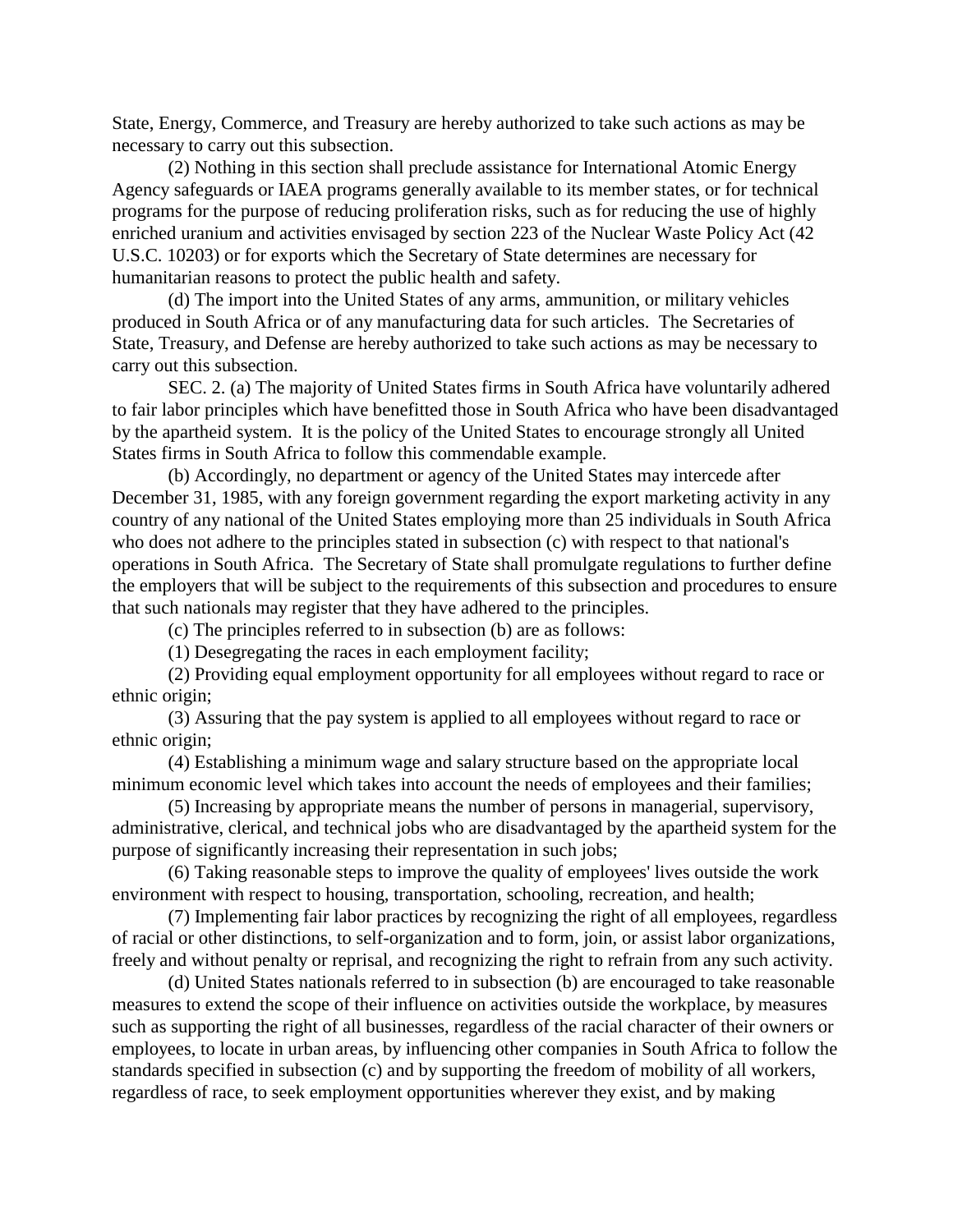State, Energy, Commerce, and Treasury are hereby authorized to take such actions as may be necessary to carry out this subsection.

(2) Nothing in this section shall preclude assistance for International Atomic Energy Agency safeguards or IAEA programs generally available to its member states, or for technical programs for the purpose of reducing proliferation risks, such as for reducing the use of highly enriched uranium and activities envisaged by section 223 of the Nuclear Waste Policy Act (42 U.S.C. 10203) or for exports which the Secretary of State determines are necessary for humanitarian reasons to protect the public health and safety.

(d) The import into the United States of any arms, ammunition, or military vehicles produced in South Africa or of any manufacturing data for such articles. The Secretaries of State, Treasury, and Defense are hereby authorized to take such actions as may be necessary to carry out this subsection.

SEC. 2. (a) The majority of United States firms in South Africa have voluntarily adhered to fair labor principles which have benefitted those in South Africa who have been disadvantaged by the apartheid system. It is the policy of the United States to encourage strongly all United States firms in South Africa to follow this commendable example.

(b) Accordingly, no department or agency of the United States may intercede after December 31, 1985, with any foreign government regarding the export marketing activity in any country of any national of the United States employing more than 25 individuals in South Africa who does not adhere to the principles stated in subsection (c) with respect to that national's operations in South Africa. The Secretary of State shall promulgate regulations to further define the employers that will be subject to the requirements of this subsection and procedures to ensure that such nationals may register that they have adhered to the principles.

(c) The principles referred to in subsection (b) are as follows:

(1) Desegregating the races in each employment facility;

(2) Providing equal employment opportunity for all employees without regard to race or ethnic origin;

(3) Assuring that the pay system is applied to all employees without regard to race or ethnic origin;

(4) Establishing a minimum wage and salary structure based on the appropriate local minimum economic level which takes into account the needs of employees and their families;

(5) Increasing by appropriate means the number of persons in managerial, supervisory, administrative, clerical, and technical jobs who are disadvantaged by the apartheid system for the purpose of significantly increasing their representation in such jobs;

(6) Taking reasonable steps to improve the quality of employees' lives outside the work environment with respect to housing, transportation, schooling, recreation, and health;

(7) Implementing fair labor practices by recognizing the right of all employees, regardless of racial or other distinctions, to self-organization and to form, join, or assist labor organizations, freely and without penalty or reprisal, and recognizing the right to refrain from any such activity.

(d) United States nationals referred to in subsection (b) are encouraged to take reasonable measures to extend the scope of their influence on activities outside the workplace, by measures such as supporting the right of all businesses, regardless of the racial character of their owners or employees, to locate in urban areas, by influencing other companies in South Africa to follow the standards specified in subsection (c) and by supporting the freedom of mobility of all workers, regardless of race, to seek employment opportunities wherever they exist, and by making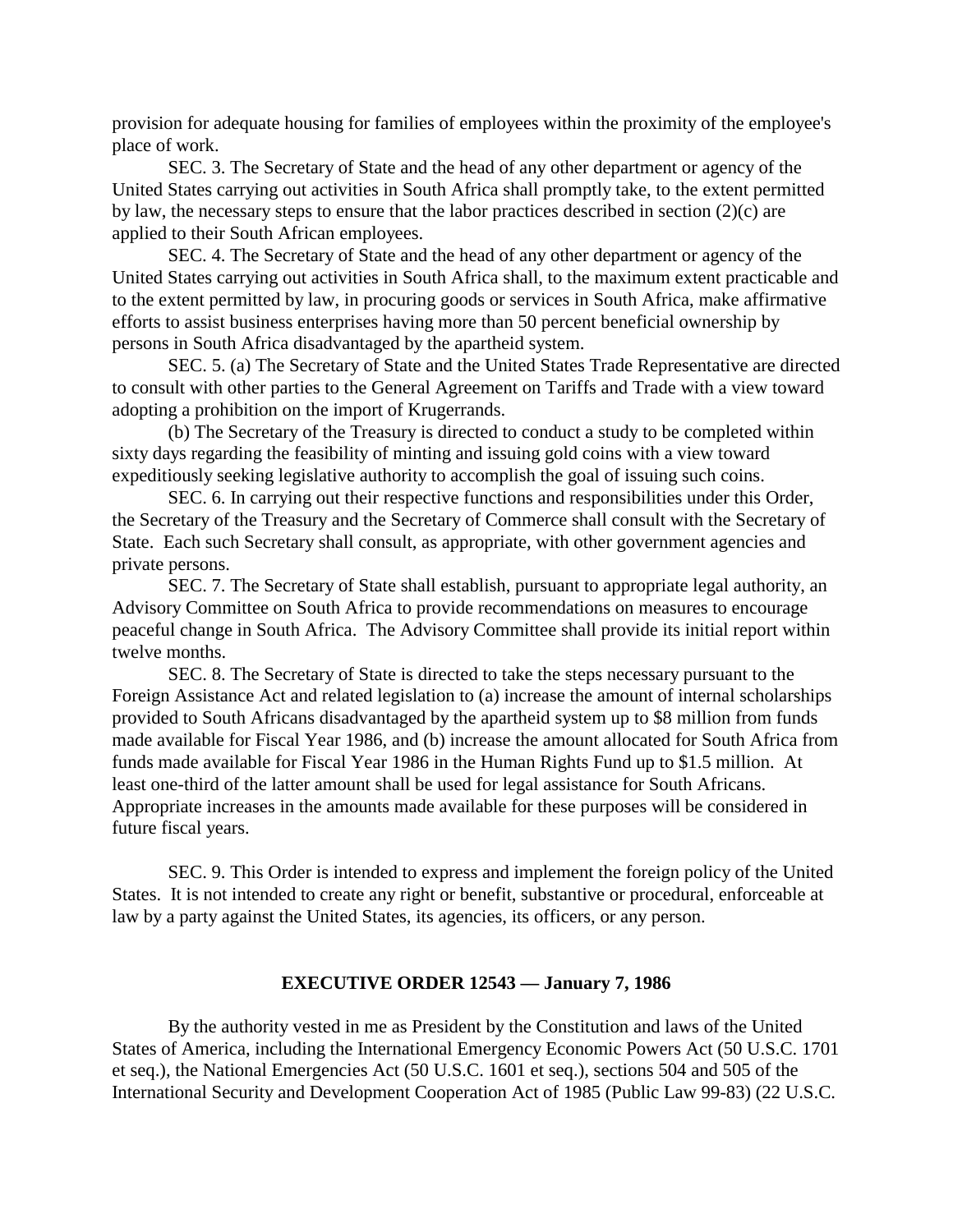provision for adequate housing for families of employees within the proximity of the employee's place of work.

SEC. 3. The Secretary of State and the head of any other department or agency of the United States carrying out activities in South Africa shall promptly take, to the extent permitted by law, the necessary steps to ensure that the labor practices described in section (2)(c) are applied to their South African employees.

SEC. 4. The Secretary of State and the head of any other department or agency of the United States carrying out activities in South Africa shall, to the maximum extent practicable and to the extent permitted by law, in procuring goods or services in South Africa, make affirmative efforts to assist business enterprises having more than 50 percent beneficial ownership by persons in South Africa disadvantaged by the apartheid system.

SEC. 5. (a) The Secretary of State and the United States Trade Representative are directed to consult with other parties to the General Agreement on Tariffs and Trade with a view toward adopting a prohibition on the import of Krugerrands.

(b) The Secretary of the Treasury is directed to conduct a study to be completed within sixty days regarding the feasibility of minting and issuing gold coins with a view toward expeditiously seeking legislative authority to accomplish the goal of issuing such coins.

SEC. 6. In carrying out their respective functions and responsibilities under this Order, the Secretary of the Treasury and the Secretary of Commerce shall consult with the Secretary of State. Each such Secretary shall consult, as appropriate, with other government agencies and private persons.

SEC. 7. The Secretary of State shall establish, pursuant to appropriate legal authority, an Advisory Committee on South Africa to provide recommendations on measures to encourage peaceful change in South Africa. The Advisory Committee shall provide its initial report within twelve months.

SEC. 8. The Secretary of State is directed to take the steps necessary pursuant to the Foreign Assistance Act and related legislation to (a) increase the amount of internal scholarships provided to South Africans disadvantaged by the apartheid system up to $8 million from funds made available for Fiscal Year 1986, and (b) increase the amount allocated for South Africa from funds made available for Fiscal Year 1986 in the Human Rights Fund up to $1.5 million. At least one-third of the latter amount shall be used for legal assistance for South Africans. Appropriate increases in the amounts made available for these purposes will be considered in future fiscal years.

SEC. 9. This Order is intended to express and implement the foreign policy of the United States. It is not intended to create any right or benefit, substantive or procedural, enforceable at law by a party against the United States, its agencies, its officers, or any person.

## EXECUTIVE ORDER 12543 — January 7, 1986

By the authority vested in me as President by the Constitution and laws of the United States of America, including the International Emergency Economic Powers Act (50 U.S.C. 1701 et seq.), the National Emergencies Act (50 U.S.C. 1601 et seq.), sections 504 and 505 of the International Security and Development Cooperation Act of 1985 (Public Law 99-83) (22 U.S.C.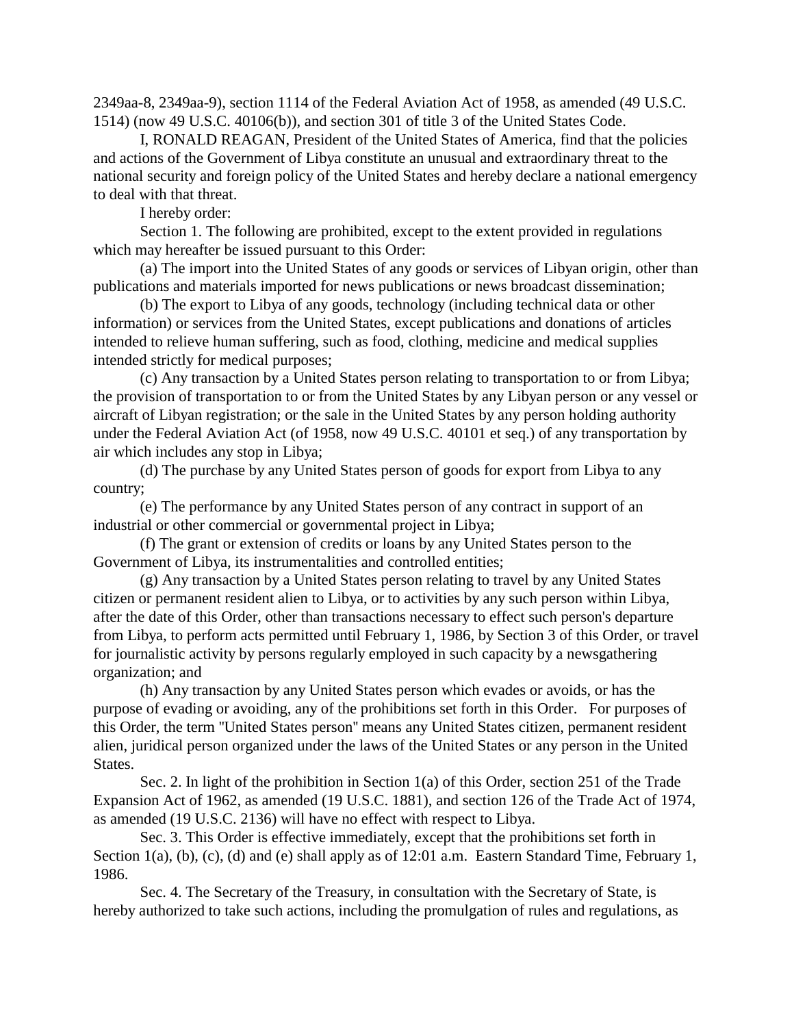2349aa-8, 2349aa-9), section 1114 of the Federal Aviation Act of 1958, as amended (49 U.S.C. 1514) (now 49 U.S.C. 40106(b)), and section 301 of title 3 of the United States Code.

I, RONALD REAGAN, President of the United States of America, find that the policies and actions of the Government of Libya constitute an unusual and extraordinary threat to the national security and foreign policy of the United States and hereby declare a national emergency to deal with that threat.

I hereby order:

Section 1. The following are prohibited, except to the extent provided in regulations which may hereafter be issued pursuant to this Order:

(a) The import into the United States of any goods or services of Libyan origin, other than publications and materials imported for news publications or news broadcast dissemination;

(b) The export to Libya of any goods, technology (including technical data or other information) or services from the United States, except publications and donations of articles intended to relieve human suffering, such as food, clothing, medicine and medical supplies intended strictly for medical purposes;

(c) Any transaction by a United States person relating to transportation to or from Libya; the provision of transportation to or from the United States by any Libyan person or any vessel or aircraft of Libyan registration; or the sale in the United States by any person holding authority under the Federal Aviation Act (of 1958, now 49 U.S.C. 40101 et seq.) of any transportation by air which includes any stop in Libya;

(d) The purchase by any United States person of goods for export from Libya to any country;

(e) The performance by any United States person of any contract in support of an industrial or other commercial or governmental project in Libya;

(f) The grant or extension of credits or loans by any United States person to the Government of Libya, its instrumentalities and controlled entities;

(g) Any transaction by a United States person relating to travel by any United States citizen or permanent resident alien to Libya, or to activities by any such person within Libya, after the date of this Order, other than transactions necessary to effect such person's departure from Libya, to perform acts permitted until February 1, 1986, by Section 3 of this Order, or travel for journalistic activity by persons regularly employed in such capacity by a newsgathering organization; and

(h) Any transaction by any United States person which evades or avoids, or has the purpose of evading or avoiding, any of the prohibitions set forth in this Order. For purposes of this Order, the term "United States person" means any United States citizen, permanent resident alien, juridical person organized under the laws of the United States or any person in the United States.

Sec. 2. In light of the prohibition in Section 1(a) of this Order, section 251 of the Trade Expansion Act of 1962, as amended (19 U.S.C. 1881), and section 126 of the Trade Act of 1974, as amended (19 U.S.C. 2136) will have no effect with respect to Libya.

Sec. 3. This Order is effective immediately, except that the prohibitions set forth in Section 1(a), (b), (c), (d) and (e) shall apply as of 12:01 a.m. Eastern Standard Time, February 1, 1986.

Sec. 4. The Secretary of the Treasury, in consultation with the Secretary of State, is hereby authorized to take such actions, including the promulgation of rules and regulations, as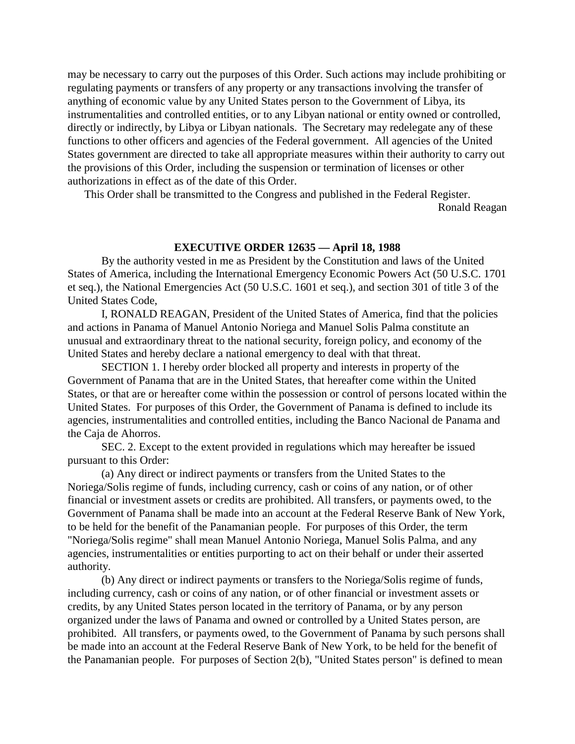may be necessary to carry out the purposes of this Order. Such actions may include prohibiting or regulating payments or transfers of any property or any transactions involving the transfer of anything of economic value by any United States person to the Government of Libya, its instrumentalities and controlled entities, or to any Libyan national or entity owned or controlled, directly or indirectly, by Libya or Libyan nationals. The Secretary may redelegate any of these functions to other officers and agencies of the Federal government. All agencies of the United States government are directed to take all appropriate measures within their authority to carry out the provisions of this Order, including the suspension or termination of licenses or other authorizations in effect as of the date of this Order.

This Order shall be transmitted to the Congress and published in the Federal Register.

Ronald Reagan

## EXECUTIVE ORDER 12635 — April 18, 1988

By the authority vested in me as President by the Constitution and laws of the United States of America, including the International Emergency Economic Powers Act (50 U.S.C. 1701 et seq.), the National Emergencies Act (50 U.S.C. 1601 et seq.), and section 301 of title 3 of the United States Code,

I, RONALD REAGAN, President of the United States of America, find that the policies and actions in Panama of Manuel Antonio Noriega and Manuel Solis Palma constitute an unusual and extraordinary threat to the national security, foreign policy, and economy of the United States and hereby declare a national emergency to deal with that threat.

SECTION 1. I hereby order blocked all property and interests in property of the Government of Panama that are in the United States, that hereafter come within the United States, or that are or hereafter come within the possession or control of persons located within the United States. For purposes of this Order, the Government of Panama is defined to include its agencies, instrumentalities and controlled entities, including the Banco Nacional de Panama and the Caja de Ahorros.

SEC. 2. Except to the extent provided in regulations which may hereafter be issued pursuant to this Order:

(a) Any direct or indirect payments or transfers from the United States to the Noriega/Solis regime of funds, including currency, cash or coins of any nation, or of other financial or investment assets or credits are prohibited. All transfers, or payments owed, to the Government of Panama shall be made into an account at the Federal Reserve Bank of New York, to be held for the benefit of the Panamanian people. For purposes of this Order, the term "Noriega/Solis regime" shall mean Manuel Antonio Noriega, Manuel Solis Palma, and any agencies, instrumentalities or entities purporting to act on their behalf or under their asserted authority.

(b) Any direct or indirect payments or transfers to the Noriega/Solis regime of funds, including currency, cash or coins of any nation, or of other financial or investment assets or credits, by any United States person located in the territory of Panama, or by any person organized under the laws of Panama and owned or controlled by a United States person, are prohibited. All transfers, or payments owed, to the Government of Panama by such persons shall be made into an account at the Federal Reserve Bank of New York, to be held for the benefit of the Panamanian people. For purposes of Section 2(b), "United States person" is defined to mean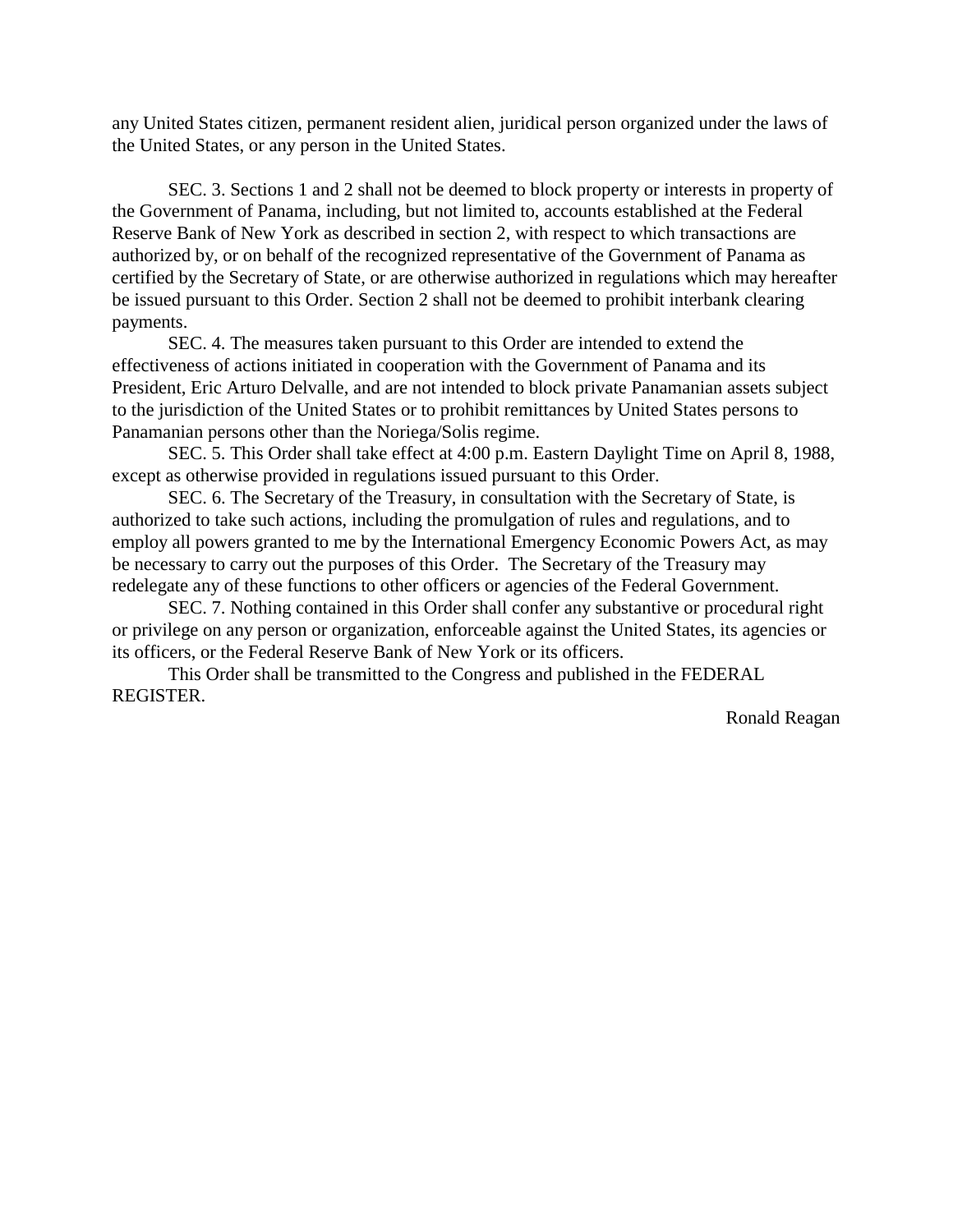any United States citizen, permanent resident alien, juridical person organized under the laws of the United States, or any person in the United States.

SEC. 3. Sections 1 and 2 shall not be deemed to block property or interests in property of the Government of Panama, including, but not limited to, accounts established at the Federal Reserve Bank of New York as described in section 2, with respect to which transactions are authorized by, or on behalf of the recognized representative of the Government of Panama as certified by the Secretary of State, or are otherwise authorized in regulations which may hereafter be issued pursuant to this Order. Section 2 shall not be deemed to prohibit interbank clearing payments.

SEC. 4. The measures taken pursuant to this Order are intended to extend the effectiveness of actions initiated in cooperation with the Government of Panama and its President, Eric Arturo Delvalle, and are not intended to block private Panamanian assets subject to the jurisdiction of the United States or to prohibit remittances by United States persons to Panamanian persons other than the Noriega/Solis regime.

SEC. 5. This Order shall take effect at 4:00 p.m. Eastern Daylight Time on April 8, 1988, except as otherwise provided in regulations issued pursuant to this Order.

SEC. 6. The Secretary of the Treasury, in consultation with the Secretary of State, is authorized to take such actions, including the promulgation of rules and regulations, and to employ all powers granted to me by the International Emergency Economic Powers Act, as may be necessary to carry out the purposes of this Order. The Secretary of the Treasury may redelegate any of these functions to other officers or agencies of the Federal Government.

SEC. 7. Nothing contained in this Order shall confer any substantive or procedural right or privilege on any person or organization, enforceable against the United States, its agencies or its officers, or the Federal Reserve Bank of New York or its officers.

This Order shall be transmitted to the Congress and published in the FEDERAL REGISTER.

Ronald Reagan